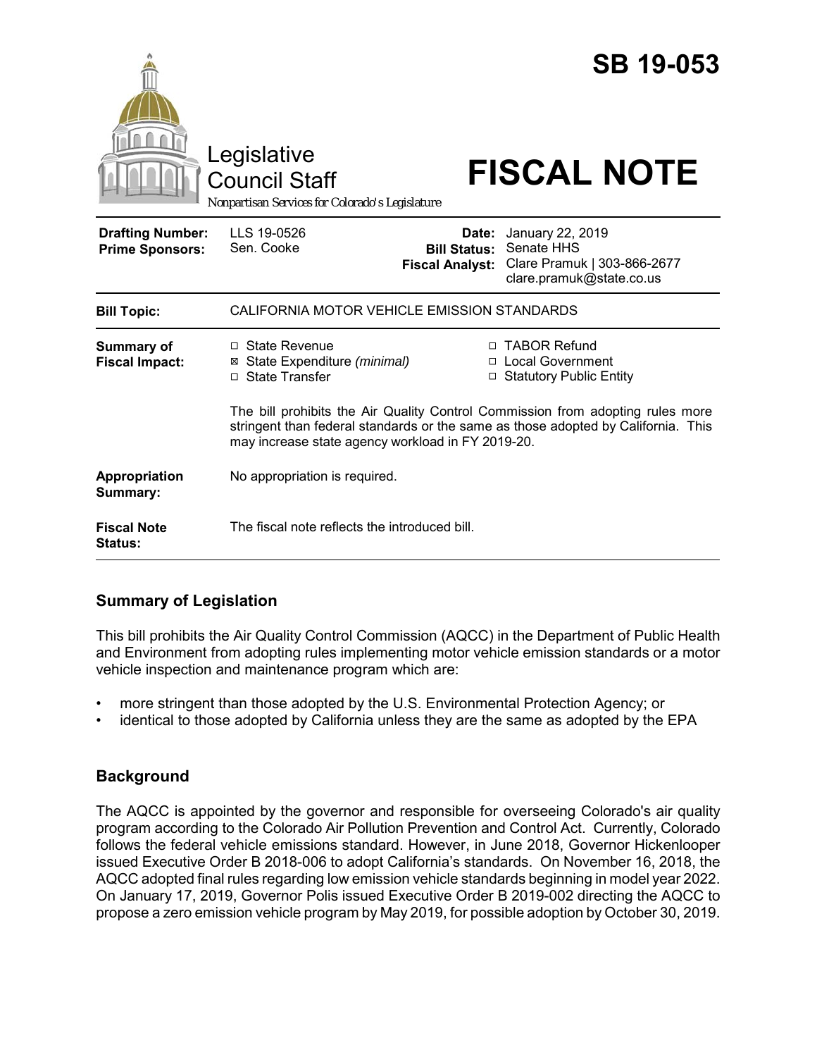# SB 19-053

Legislative Council Staff

*Nonpartisan Services for Colorado's Legislature*

# FISCAL NOTE

| | | | |
|---|---|---|---|
| **Drafting Number:** | LLS 19-0526 | **Date:** | January 22, 2019 |
| **Prime Sponsors:** | Sen. Cooke | **Bill Status:** | Senate HHS |
| | | **Fiscal Analyst:** | Clare Pramuk \| 303-866-2677 clare.pramuk@state.co.us |

| | |
|---|---|
| **Bill Topic:** | CALIFORNIA MOTOR VEHICLE EMISSION STANDARDS |
| **Summary of Fiscal Impact:** | ☐ State Revenue ☒ State Expenditure *(minimal)* ☐ State Transfer ☐ TABOR Refund ☐ Local Government ☐ Statutory Public Entity<br><br>The bill prohibits the Air Quality Control Commission from adopting rules more stringent than federal standards or the same as those adopted by California. This may increase state agency workload in FY 2019-20. |
| **Appropriation Summary:** | No appropriation is required. |
| **Fiscal Note Status:** | The fiscal note reflects the introduced bill. |

## Summary of Legislation

This bill prohibits the Air Quality Control Commission (AQCC) in the Department of Public Health and Environment from adopting rules implementing motor vehicle emission standards or a motor vehicle inspection and maintenance program which are:

- more stringent than those adopted by the U.S. Environmental Protection Agency; or
- identical to those adopted by California unless they are the same as adopted by the EPA

## Background

The AQCC is appointed by the governor and responsible for overseeing Colorado's air quality program according to the Colorado Air Pollution Prevention and Control Act. Currently, Colorado follows the federal vehicle emissions standard. However, in June 2018, Governor Hickenlooper issued Executive Order B 2018-006 to adopt California's standards. On November 16, 2018, the AQCC adopted final rules regarding low emission vehicle standards beginning in model year 2022. On January 17, 2019, Governor Polis issued Executive Order B 2019-002 directing the AQCC to propose a zero emission vehicle program by May 2019, for possible adoption by October 30, 2019.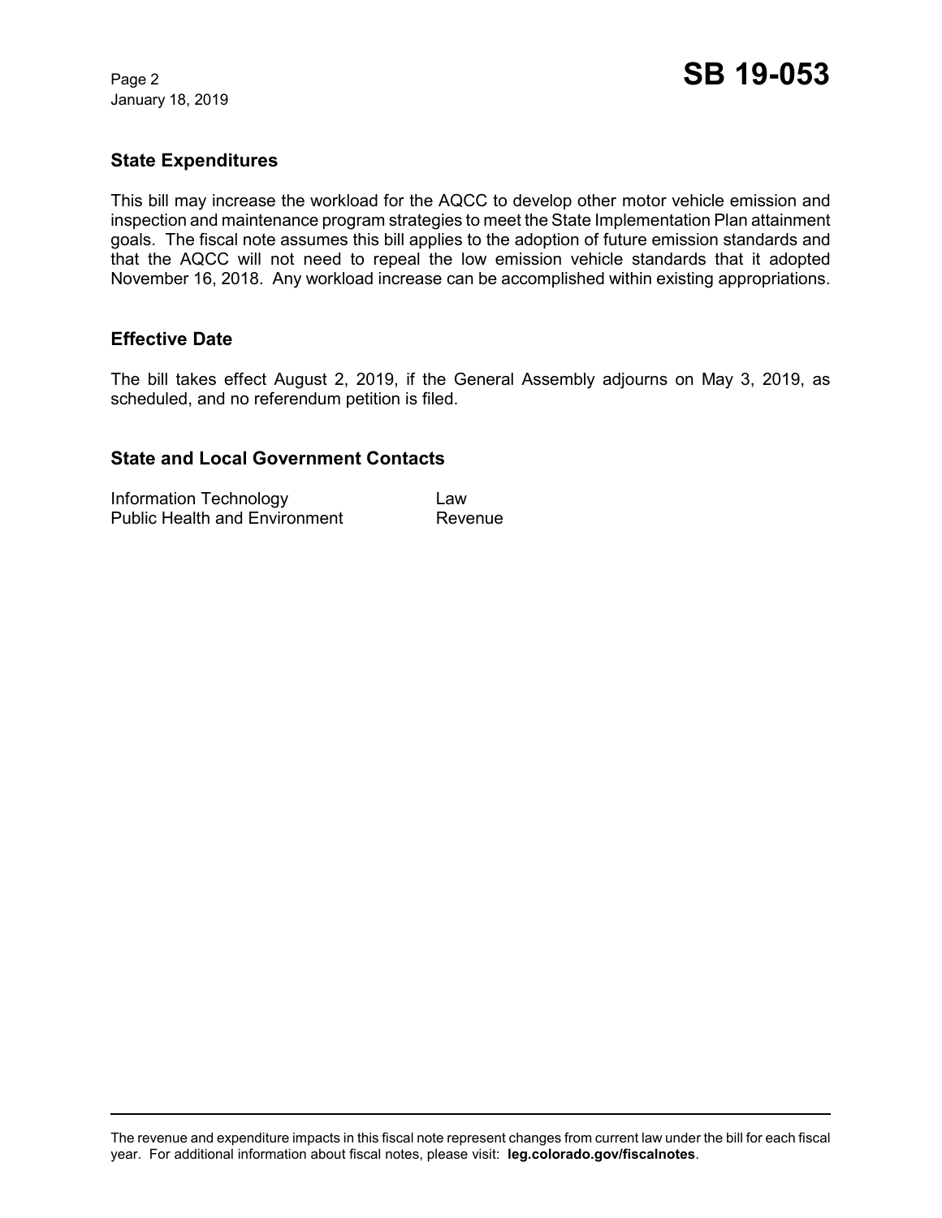## State Expenditures

This bill may increase the workload for the AQCC to develop other motor vehicle emission and inspection and maintenance program strategies to meet the State Implementation Plan attainment goals. The fiscal note assumes this bill applies to the adoption of future emission standards and that the AQCC will not need to repeal the low emission vehicle standards that it adopted November 16, 2018. Any workload increase can be accomplished within existing appropriations.

## Effective Date

The bill takes effect August 2, 2019, if the General Assembly adjourns on May 3, 2019, as scheduled, and no referendum petition is filed.

## State and Local Government Contacts

| | |
|---|---|
| Information Technology | Law |
| Public Health and Environment | Revenue |

The revenue and expenditure impacts in this fiscal note represent changes from current law under the bill for each fiscal year. For additional information about fiscal notes, please visit: **leg.colorado.gov/fiscalnotes**.